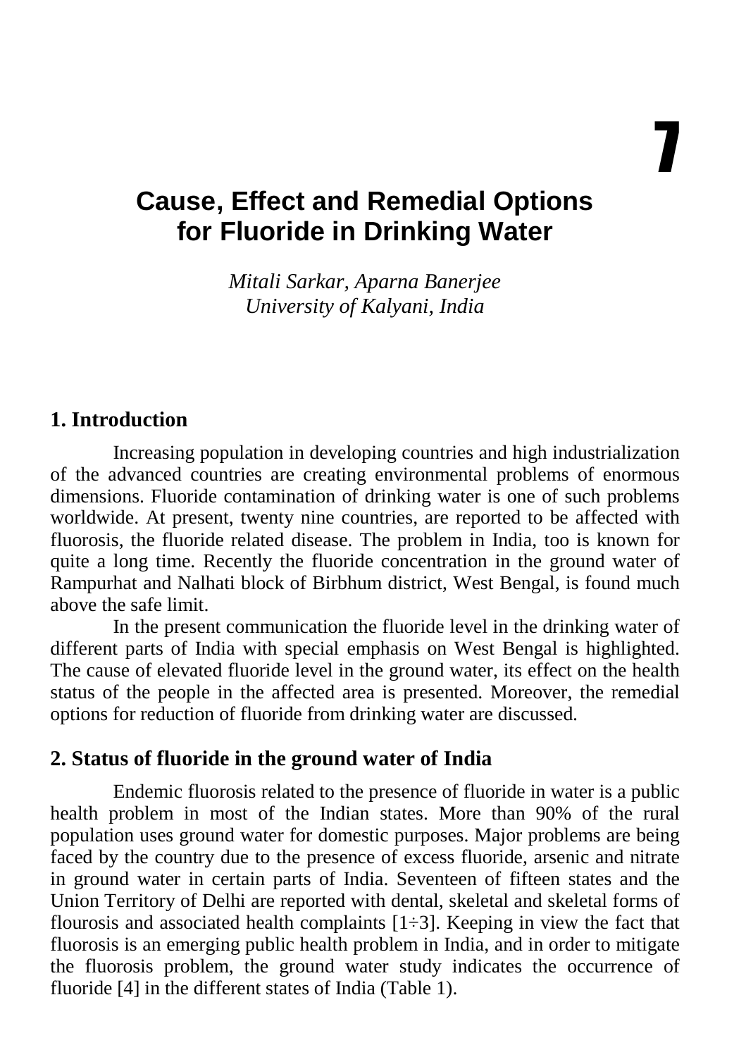# 7

# Cause, Effect and Remedial Options for Fluoride in Drinking Water

*Mitali Sarkar, Aparna Banerjee*
*University of Kalyani, India*

## 1. Introduction

Increasing population in developing countries and high industrialization of the advanced countries are creating environmental problems of enormous dimensions. Fluoride contamination of drinking water is one of such problems worldwide. At present, twenty nine countries, are reported to be affected with fluorosis, the fluoride related disease. The problem in India, too is known for quite a long time. Recently the fluoride concentration in the ground water of Rampurhat and Nalhati block of Birbhum district, West Bengal, is found much above the safe limit.

In the present communication the fluoride level in the drinking water of different parts of India with special emphasis on West Bengal is highlighted. The cause of elevated fluoride level in the ground water, its effect on the health status of the people in the affected area is presented. Moreover, the remedial options for reduction of fluoride from drinking water are discussed.

## 2. Status of fluoride in the ground water of India

Endemic fluorosis related to the presence of fluoride in water is a public health problem in most of the Indian states. More than 90% of the rural population uses ground water for domestic purposes. Major problems are being faced by the country due to the presence of excess fluoride, arsenic and nitrate in ground water in certain parts of India. Seventeen of fifteen states and the Union Territory of Delhi are reported with dental, skeletal and skeletal forms of flourosis and associated health complaints [1÷3]. Keeping in view the fact that fluorosis is an emerging public health problem in India, and in order to mitigate the fluorosis problem, the ground water study indicates the occurrence of fluoride [4] in the different states of India (Table 1).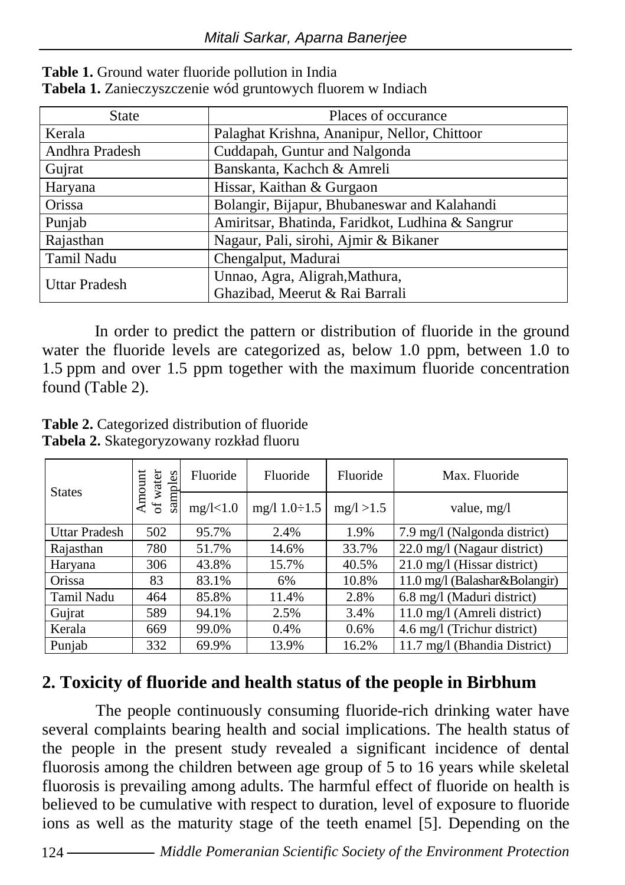**Table 1.** Ground water fluoride pollution in India
**Tabela 1.** Zanieczyszczenie wód gruntowych fluorem w Indiach

| State | Places of occurance |
|---|---|
| Kerala | Palaghat Krishna, Ananipur, Nellor, Chittoor |
| Andhra Pradesh | Cuddapah, Guntur and Nalgonda |
| Gujrat | Banskanta, Kachch & Amreli |
| Haryana | Hissar, Kaithan & Gurgaon |
| Orissa | Bolangir, Bijapur, Bhubaneswar and Kalahandi |
| Punjab | Amiritsar, Bhatinda, Faridkot, Ludhina & Sangrur |
| Rajasthan | Nagaur, Pali, sirohi, Ajmir & Bikaner |
| Tamil Nadu | Chengalput, Madurai |
| Uttar Pradesh | Unnao, Agra, Aligrah,Mathura, Ghazibad, Meerut & Rai Barrali |

In order to predict the pattern or distribution of fluoride in the ground water the fluoride levels are categorized as, below 1.0 ppm, between 1.0 to 1.5 ppm and over 1.5 ppm together with the maximum fluoride concentration found (Table 2).

**Table 2.** Categorized distribution of fluoride
**Tabela 2.** Skategoryzowany rozkład fluoru

| States | Amount of water samples | Fluoride mg/l<1.0 | Fluoride mg/l 1.0÷1.5 | Fluoride mg/l >1.5 | Max. Fluoride value, mg/l |
|---|---|---|---|---|---|
| Uttar Pradesh | 502 | 95.7% | 2.4% | 1.9% | 7.9 mg/l (Nalgonda district) |
| Rajasthan | 780 | 51.7% | 14.6% | 33.7% | 22.0 mg/l (Nagaur district) |
| Haryana | 306 | 43.8% | 15.7% | 40.5% | 21.0 mg/l (Hissar district) |
| Orissa | 83 | 83.1% | 6% | 10.8% | 11.0 mg/l (Balashar&Bolangir) |
| Tamil Nadu | 464 | 85.8% | 11.4% | 2.8% | 6.8 mg/l (Maduri district) |
| Gujrat | 589 | 94.1% | 2.5% | 3.4% | 11.0 mg/l (Amreli district) |
| Kerala | 669 | 99.0% | 0.4% | 0.6% | 4.6 mg/l (Trichur district) |
| Punjab | 332 | 69.9% | 13.9% | 16.2% | 11.7 mg/l (Bhandia District) |

## 2. Toxicity of fluoride and health status of the people in Birbhum

The people continuously consuming fluoride-rich drinking water have several complaints bearing health and social implications. The health status of the people in the present study revealed a significant incidence of dental fluorosis among the children between age group of 5 to 16 years while skeletal fluorosis is prevailing among adults. The harmful effect of fluoride on health is believed to be cumulative with respect to duration, level of exposure to fluoride ions as well as the maturity stage of the teeth enamel [5]. Depending on the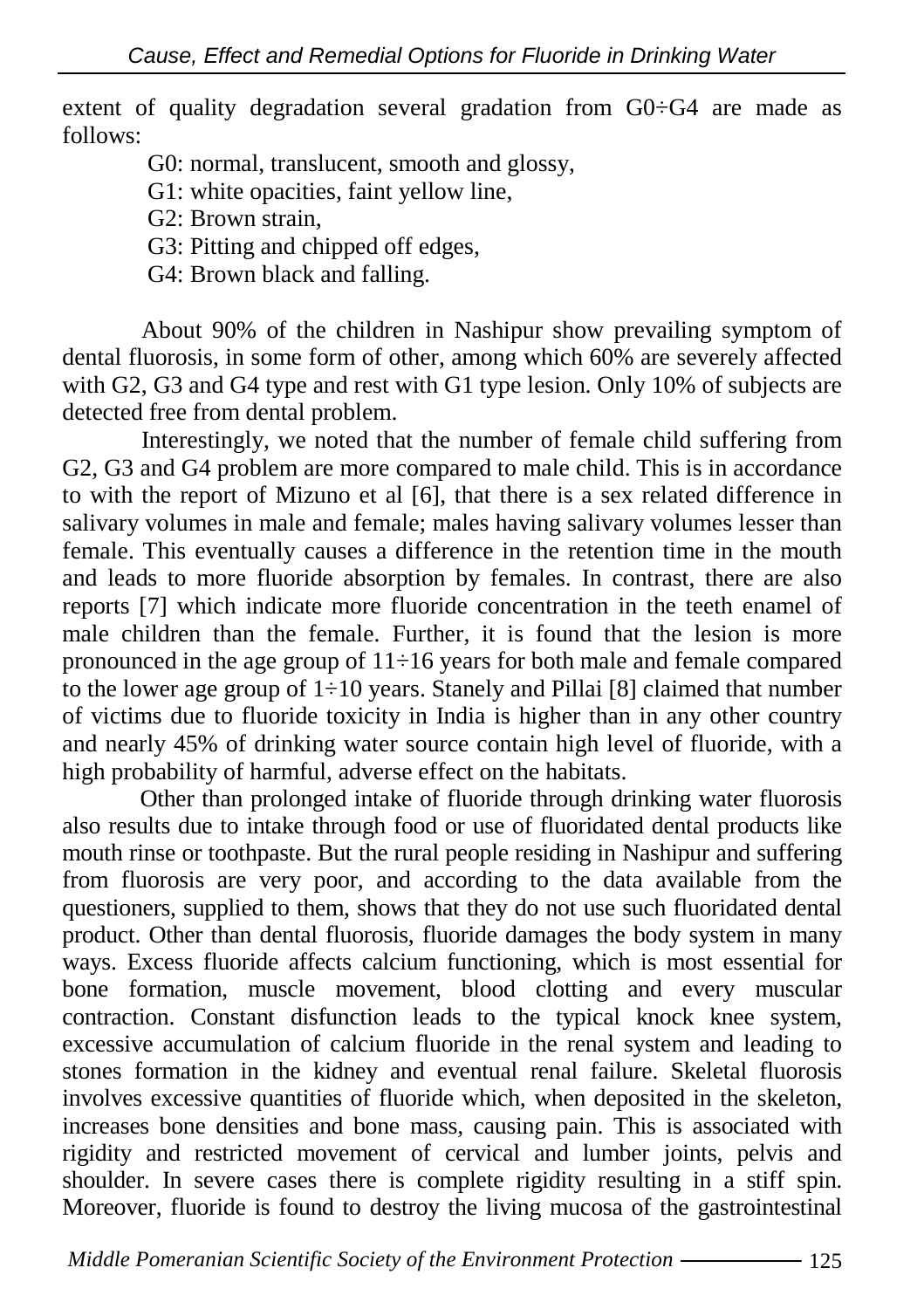extent of quality degradation several gradation from G0÷G4 are made as follows:

G0: normal, translucent, smooth and glossy,  
G1: white opacities, faint yellow line,  
G2: Brown strain,  
G3: Pitting and chipped off edges,  
G4: Brown black and falling.

About 90% of the children in Nashipur show prevailing symptom of dental fluorosis, in some form of other, among which 60% are severely affected with G2, G3 and G4 type and rest with G1 type lesion. Only 10% of subjects are detected free from dental problem.

Interestingly, we noted that the number of female child suffering from G2, G3 and G4 problem are more compared to male child. This is in accordance to with the report of Mizuno et al [6], that there is a sex related difference in salivary volumes in male and female; males having salivary volumes lesser than female. This eventually causes a difference in the retention time in the mouth and leads to more fluoride absorption by females. In contrast, there are also reports [7] which indicate more fluoride concentration in the teeth enamel of male children than the female. Further, it is found that the lesion is more pronounced in the age group of 11÷16 years for both male and female compared to the lower age group of 1÷10 years. Stanely and Pillai [8] claimed that number of victims due to fluoride toxicity in India is higher than in any other country and nearly 45% of drinking water source contain high level of fluoride, with a high probability of harmful, adverse effect on the habitats.

Other than prolonged intake of fluoride through drinking water fluorosis also results due to intake through food or use of fluoridated dental products like mouth rinse or toothpaste. But the rural people residing in Nashipur and suffering from fluorosis are very poor, and according to the data available from the questioners, supplied to them, shows that they do not use such fluoridated dental product. Other than dental fluorosis, fluoride damages the body system in many ways. Excess fluoride affects calcium functioning, which is most essential for bone formation, muscle movement, blood clotting and every muscular contraction. Constant disfunction leads to the typical knock knee system, excessive accumulation of calcium fluoride in the renal system and leading to stones formation in the kidney and eventual renal failure. Skeletal fluorosis involves excessive quantities of fluoride which, when deposited in the skeleton, increases bone densities and bone mass, causing pain. This is associated with rigidity and restricted movement of cervical and lumber joints, pelvis and shoulder. In severe cases there is complete rigidity resulting in a stiff spin. Moreover, fluoride is found to destroy the living mucosa of the gastrointestinal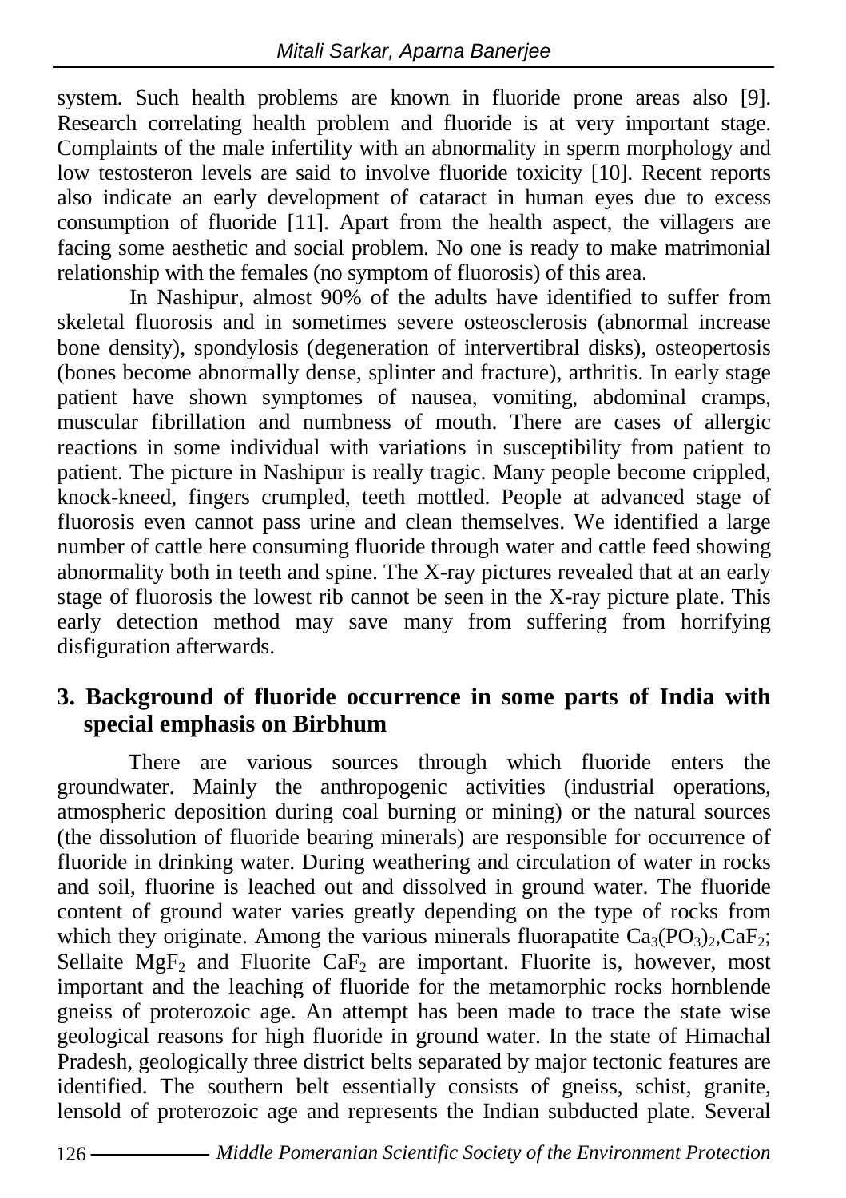system. Such health problems are known in fluoride prone areas also [9]. Research correlating health problem and fluoride is at very important stage. Complaints of the male infertility with an abnormality in sperm morphology and low testosteron levels are said to involve fluoride toxicity [10]. Recent reports also indicate an early development of cataract in human eyes due to excess consumption of fluoride [11]. Apart from the health aspect, the villagers are facing some aesthetic and social problem. No one is ready to make matrimonial relationship with the females (no symptom of fluorosis) of this area.

In Nashipur, almost 90% of the adults have identified to suffer from skeletal fluorosis and in sometimes severe osteosclerosis (abnormal increase bone density), spondylosis (degeneration of intervertibral disks), osteopertosis (bones become abnormally dense, splinter and fracture), arthritis. In early stage patient have shown symptomes of nausea, vomiting, abdominal cramps, muscular fibrillation and numbness of mouth. There are cases of allergic reactions in some individual with variations in susceptibility from patient to patient. The picture in Nashipur is really tragic. Many people become crippled, knock-kneed, fingers crumpled, teeth mottled. People at advanced stage of fluorosis even cannot pass urine and clean themselves. We identified a large number of cattle here consuming fluoride through water and cattle feed showing abnormality both in teeth and spine. The X-ray pictures revealed that at an early stage of fluorosis the lowest rib cannot be seen in the X-ray picture plate. This early detection method may save many from suffering from horrifying disfiguration afterwards.

## 3. Background of fluoride occurrence in some parts of India with special emphasis on Birbhum

There are various sources through which fluoride enters the groundwater. Mainly the anthropogenic activities (industrial operations, atmospheric deposition during coal burning or mining) or the natural sources (the dissolution of fluoride bearing minerals) are responsible for occurrence of fluoride in drinking water. During weathering and circulation of water in rocks and soil, fluorine is leached out and dissolved in ground water. The fluoride content of ground water varies greatly depending on the type of rocks from which they originate. Among the various minerals fluorapatite $Ca_3(PO_3)_2$,$CaF_2$; Sellaite $MgF_2$ and Fluorite $CaF_2$ are important. Fluorite is, however, most important and the leaching of fluoride for the metamorphic rocks hornblende gneiss of proterozoic age. An attempt has been made to trace the state wise geological reasons for high fluoride in ground water. In the state of Himachal Pradesh, geologically three district belts separated by major tectonic features are identified. The southern belt essentially consists of gneiss, schist, granite, lensold of proterozoic age and represents the Indian subducted plate. Several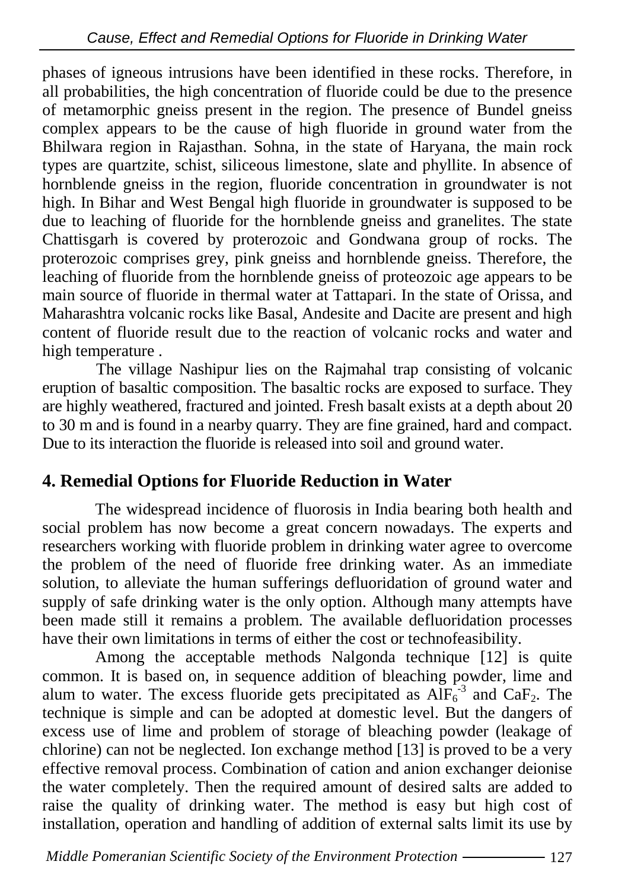phases of igneous intrusions have been identified in these rocks. Therefore, in all probabilities, the high concentration of fluoride could be due to the presence of metamorphic gneiss present in the region. The presence of Bundel gneiss complex appears to be the cause of high fluoride in ground water from the Bhilwara region in Rajasthan. Sohna, in the state of Haryana, the main rock types are quartzite, schist, siliceous limestone, slate and phyllite. In absence of hornblende gneiss in the region, fluoride concentration in groundwater is not high. In Bihar and West Bengal high fluoride in groundwater is supposed to be due to leaching of fluoride for the hornblende gneiss and granelites. The state Chattisgarh is covered by proterozoic and Gondwana group of rocks. The proterozoic comprises grey, pink gneiss and hornblende gneiss. Therefore, the leaching of fluoride from the hornblende gneiss of proteozoic age appears to be main source of fluoride in thermal water at Tattapari. In the state of Orissa, and Maharashtra volcanic rocks like Basal, Andesite and Dacite are present and high content of fluoride result due to the reaction of volcanic rocks and water and high temperature .

The village Nashipur lies on the Rajmahal trap consisting of volcanic eruption of basaltic composition. The basaltic rocks are exposed to surface. They are highly weathered, fractured and jointed. Fresh basalt exists at a depth about 20 to 30 m and is found in a nearby quarry. They are fine grained, hard and compact. Due to its interaction the fluoride is released into soil and ground water.

## 4. Remedial Options for Fluoride Reduction in Water

The widespread incidence of fluorosis in India bearing both health and social problem has now become a great concern nowadays. The experts and researchers working with fluoride problem in drinking water agree to overcome the problem of the need of fluoride free drinking water. As an immediate solution, to alleviate the human sufferings defluoridation of ground water and supply of safe drinking water is the only option. Although many attempts have been made still it remains a problem. The available defluoridation processes have their own limitations in terms of either the cost or technofeasibility.

Among the acceptable methods Nalgonda technique [12] is quite common. It is based on, in sequence addition of bleaching powder, lime and alum to water. The excess fluoride gets precipitated as $AlF_6^{-3}$ and $CaF_2$. The technique is simple and can be adopted at domestic level. But the dangers of excess use of lime and problem of storage of bleaching powder (leakage of chlorine) can not be neglected. Ion exchange method [13] is proved to be a very effective removal process. Combination of cation and anion exchanger deionise the water completely. Then the required amount of desired salts are added to raise the quality of drinking water. The method is easy but high cost of installation, operation and handling of addition of external salts limit its use by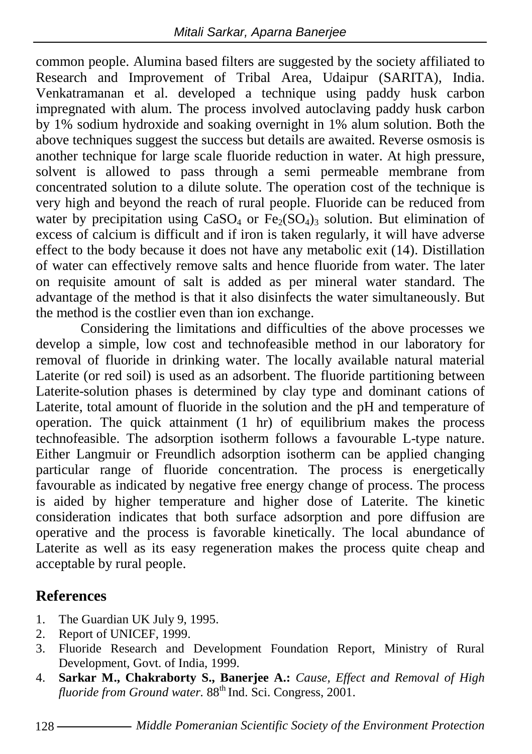common people. Alumina based filters are suggested by the society affiliated to Research and Improvement of Tribal Area, Udaipur (SARITA), India. Venkatramanan et al. developed a technique using paddy husk carbon impregnated with alum. The process involved autoclaving paddy husk carbon by 1% sodium hydroxide and soaking overnight in 1% alum solution. Both the above techniques suggest the success but details are awaited. Reverse osmosis is another technique for large scale fluoride reduction in water. At high pressure, solvent is allowed to pass through a semi permeable membrane from concentrated solution to a dilute solute. The operation cost of the technique is very high and beyond the reach of rural people. Fluoride can be reduced from water by precipitation using $CaSO_4$ or $Fe_2(SO_4)_3$ solution. But elimination of excess of calcium is difficult and if iron is taken regularly, it will have adverse effect to the body because it does not have any metabolic exit (14). Distillation of water can effectively remove salts and hence fluoride from water. The later on requisite amount of salt is added as per mineral water standard. The advantage of the method is that it also disinfects the water simultaneously. But the method is the costlier even than ion exchange.

Considering the limitations and difficulties of the above processes we develop a simple, low cost and technofeasible method in our laboratory for removal of fluoride in drinking water. The locally available natural material Laterite (or red soil) is used as an adsorbent. The fluoride partitioning between Laterite-solution phases is determined by clay type and dominant cations of Laterite, total amount of fluoride in the solution and the pH and temperature of operation. The quick attainment (1 hr) of equilibrium makes the process technofeasible. The adsorption isotherm follows a favourable L-type nature. Either Langmuir or Freundlich adsorption isotherm can be applied changing particular range of fluoride concentration. The process is energetically favourable as indicated by negative free energy change of process. The process is aided by higher temperature and higher dose of Laterite. The kinetic consideration indicates that both surface adsorption and pore diffusion are operative and the process is favorable kinetically. The local abundance of Laterite as well as its easy regeneration makes the process quite cheap and acceptable by rural people.

## References

1. The Guardian UK July 9, 1995.
2. Report of UNICEF, 1999.
3. Fluoride Research and Development Foundation Report, Ministry of Rural Development, Govt. of India, 1999.
4. **Sarkar M., Chakraborty S., Banerjee A.:** *Cause, Effect and Removal of High fluoride from Ground water.* 88th Ind. Sci. Congress, 2001.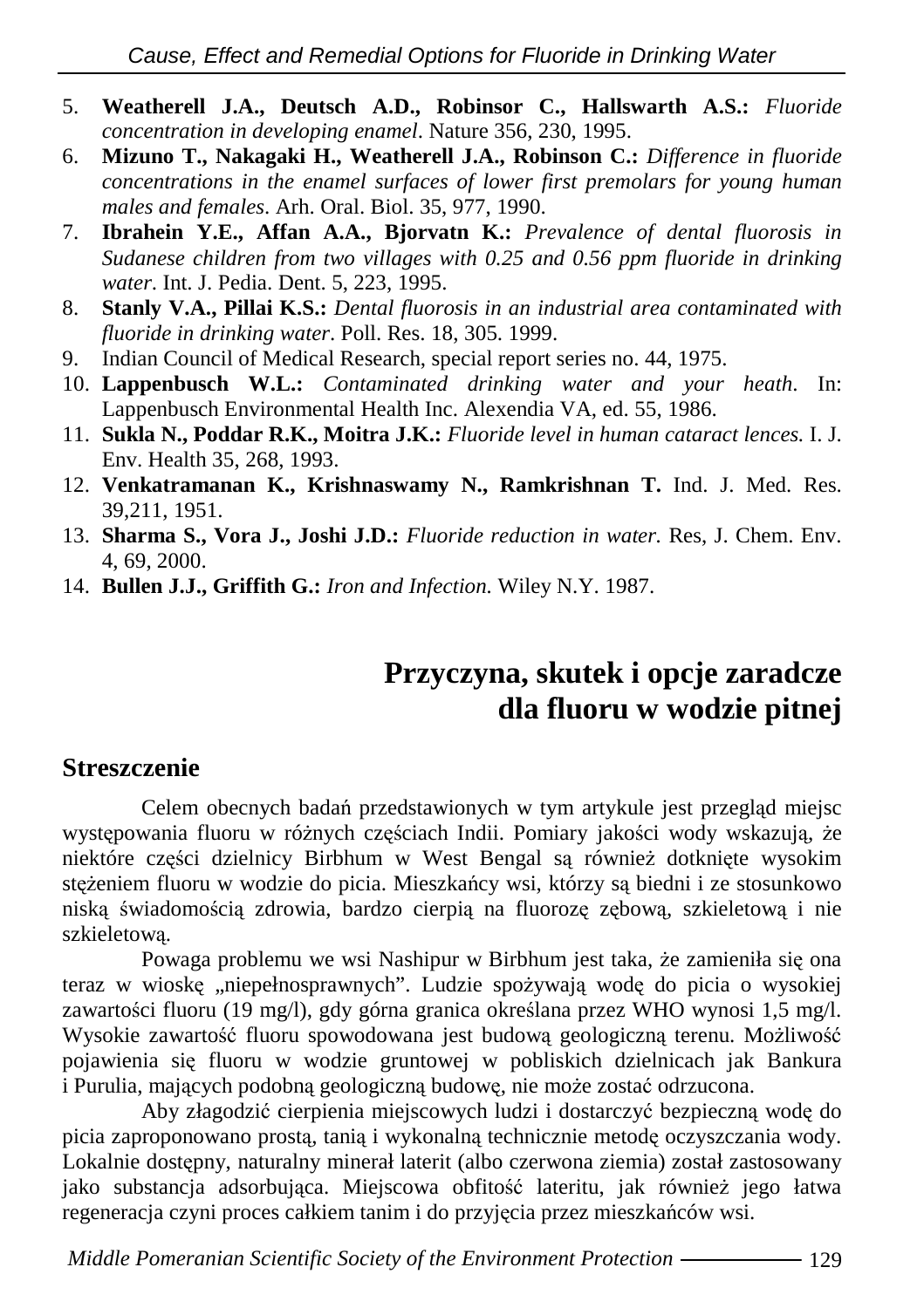5. **Weatherell J.A., Deutsch A.D., Robinsor C., Hallswarth A.S.:** *Fluoride concentration in developing enamel*. Nature 356, 230, 1995.
6. **Mizuno T., Nakagaki H., Weatherell J.A., Robinson C.:** *Difference in fluoride concentrations in the enamel surfaces of lower first premolars for young human males and females*. Arh. Oral. Biol. 35, 977, 1990.
7. **Ibrahein Y.E., Affan A.A., Bjorvatn K.:** *Prevalence of dental fluorosis in Sudanese children from two villages with 0.25 and 0.56 ppm fluoride in drinking water*. Int. J. Pedia. Dent. 5, 223, 1995.
8. **Stanly V.A., Pillai K.S.:** *Dental fluorosis in an industrial area contaminated with fluoride in drinking water*. Poll. Res. 18, 305. 1999.
9. Indian Council of Medical Research, special report series no. 44, 1975.
10. **Lappenbusch W.L.:** *Contaminated drinking water and your heath*. In: Lappenbusch Environmental Health Inc. Alexendia VA, ed. 55, 1986.
11. **Sukla N., Poddar R.K., Moitra J.K.:** *Fluoride level in human cataract lences.* I. J. Env. Health 35, 268, 1993.
12. **Venkatramanan K., Krishnaswamy N., Ramkrishnan T.** Ind. J. Med. Res. 39,211, 1951.
13. **Sharma S., Vora J., Joshi J.D.:** *Fluoride reduction in water.* Res, J. Chem. Env. 4, 69, 2000.
14. **Bullen J.J., Griffith G.:** *Iron and Infection.* Wiley N.Y. 1987.

# Przyczyna, skutek i opcje zaradcze dla fluoru w wodzie pitnej

## Streszczenie

Celem obecnych badań przedstawionych w tym artykule jest przegląd miejsc występowania fluoru w różnych częściach Indii. Pomiary jakości wody wskazują, że niektóre części dzielnicy Birbhum w West Bengal są również dotknięte wysokim stężeniem fluoru w wodzie do picia. Mieszkańcy wsi, którzy są biedni i ze stosunkowo niską świadomością zdrowia, bardzo cierpią na fluorozę zębową, szkieletową i nie szkieletową.

Powaga problemu we wsi Nashipur w Birbhum jest taka, że zamieniła się ona teraz w wioskę „niepełnosprawnych". Ludzie spożywają wodę do picia o wysokiej zawartości fluoru (19 mg/l), gdy górna granica określana przez WHO wynosi 1,5 mg/l. Wysokie zawartość fluoru spowodowana jest budową geologiczną terenu. Możliwość pojawienia się fluoru w wodzie gruntowej w pobliskich dzielnicach jak Bankura i Purulia, mających podobną geologiczną budowę, nie może zostać odrzucona.

Aby złagodzić cierpienia miejscowych ludzi i dostarczyć bezpieczną wodę do picia zaproponowano prostą, tanią i wykonalną technicznie metodę oczyszczania wody. Lokalnie dostępny, naturalny minerał laterit (albo czerwona ziemia) został zastosowany jako substancja adsorbująca. Miejscowa obfitość lateritu, jak również jego łatwa regeneracja czyni proces całkiem tanim i do przyjęcia przez mieszkańców wsi.